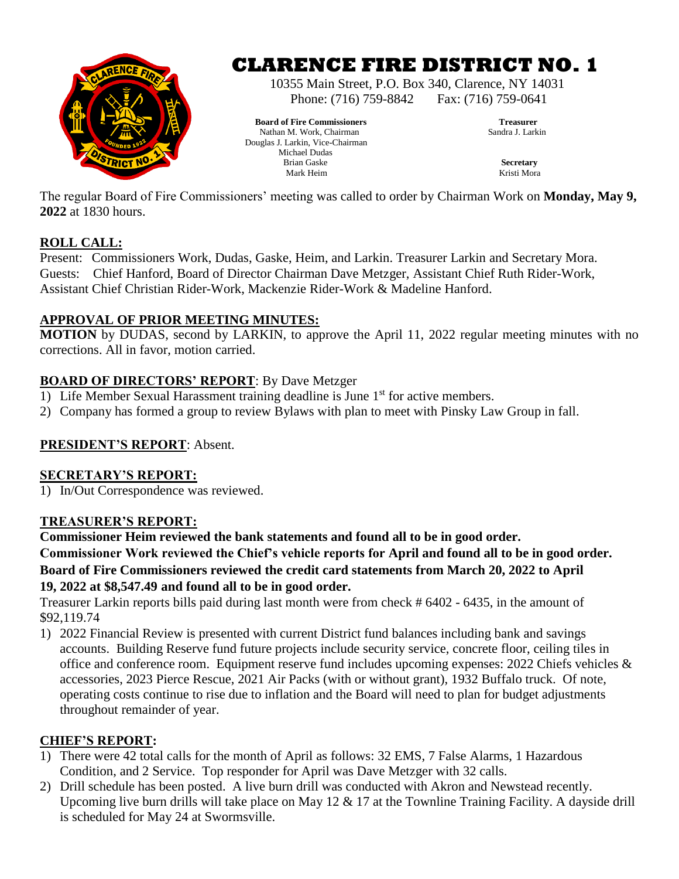# CLARENCE FIRE DISTRICT NO. 1

10355 Main Street, P.O. Box 340, Clarence, NY 14031
Phone: (716) 759-8842 Fax: (716) 759-0641

**Board of Fire Commissioners**
Nathan M. Work, Chairman
Douglas J. Larkin, Vice-Chairman
Michael Dudas
Brian Gaske
Mark Heim

**Treasurer**
Sandra J. Larkin

**Secretary**
Kristi Mora

The regular Board of Fire Commissioners' meeting was called to order by Chairman Work on **Monday, May 9, 2022** at 1830 hours.

## ROLL CALL:

Present: Commissioners Work, Dudas, Gaske, Heim, and Larkin. Treasurer Larkin and Secretary Mora.
Guests: Chief Hanford, Board of Director Chairman Dave Metzger, Assistant Chief Ruth Rider-Work, Assistant Chief Christian Rider-Work, Mackenzie Rider-Work & Madeline Hanford.

## APPROVAL OF PRIOR MEETING MINUTES:

**MOTION** by DUDAS, second by LARKIN, to approve the April 11, 2022 regular meeting minutes with no corrections. All in favor, motion carried.

## BOARD OF DIRECTORS' REPORT: By Dave Metzger

1) Life Member Sexual Harassment training deadline is June 1st for active members.
2) Company has formed a group to review Bylaws with plan to meet with Pinsky Law Group in fall.

## PRESIDENT'S REPORT: Absent.

## SECRETARY'S REPORT:

1) In/Out Correspondence was reviewed.

## TREASURER'S REPORT:

**Commissioner Heim reviewed the bank statements and found all to be in good order.**
**Commissioner Work reviewed the Chief's vehicle reports for April and found all to be in good order.**
**Board of Fire Commissioners reviewed the credit card statements from March 20, 2022 to April 19, 2022 at $8,547.49 and found all to be in good order.**

Treasurer Larkin reports bills paid during last month were from check # 6402 - 6435, in the amount of $92,119.74

1) 2022 Financial Review is presented with current District fund balances including bank and savings accounts. Building Reserve fund future projects include security service, concrete floor, ceiling tiles in office and conference room. Equipment reserve fund includes upcoming expenses: 2022 Chiefs vehicles & accessories, 2023 Pierce Rescue, 2021 Air Packs (with or without grant), 1932 Buffalo truck. Of note, operating costs continue to rise due to inflation and the Board will need to plan for budget adjustments throughout remainder of year.

## CHIEF'S REPORT:

1) There were 42 total calls for the month of April as follows: 32 EMS, 7 False Alarms, 1 Hazardous Condition, and 2 Service. Top responder for April was Dave Metzger with 32 calls.
2) Drill schedule has been posted. A live burn drill was conducted with Akron and Newstead recently. Upcoming live burn drills will take place on May 12 & 17 at the Townline Training Facility. A dayside drill is scheduled for May 24 at Swormsville.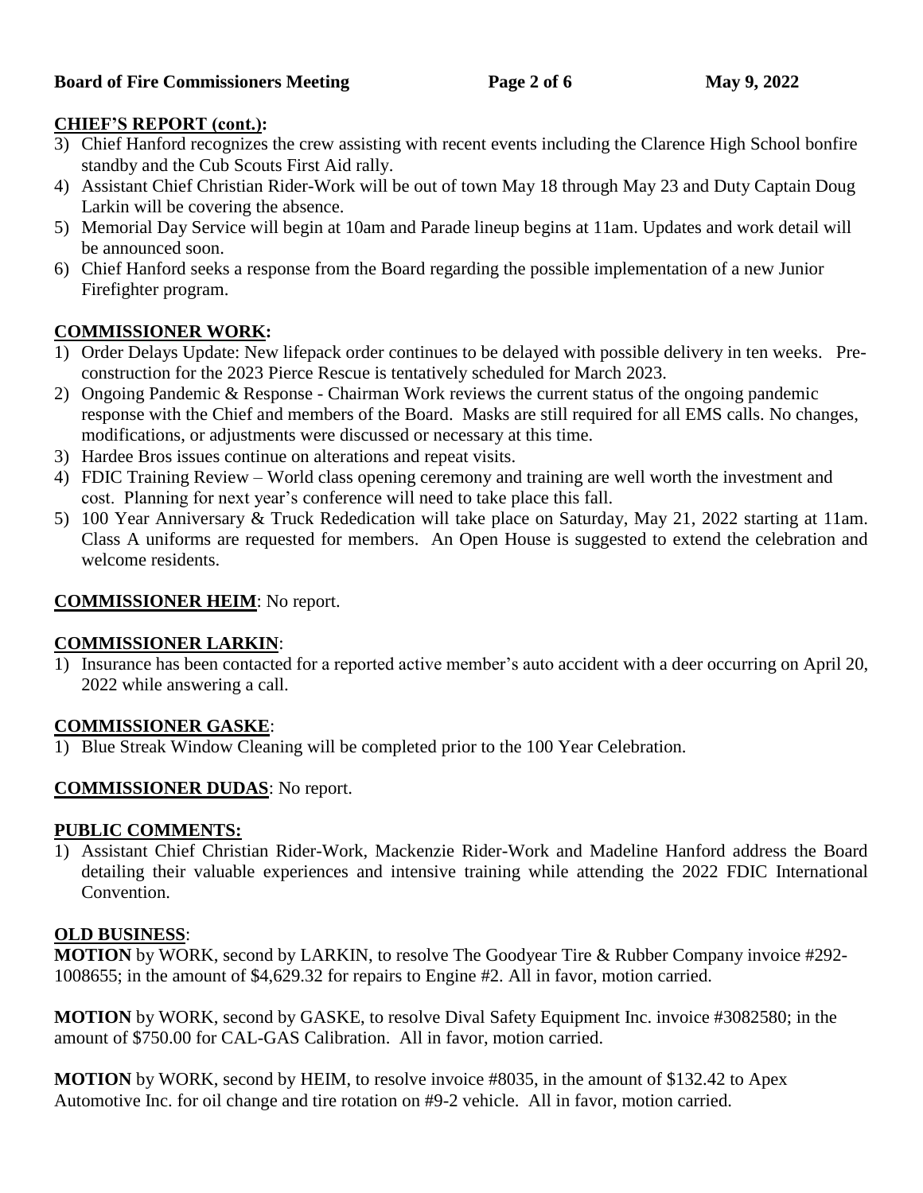**CHIEF'S REPORT (cont.):**

3) Chief Hanford recognizes the crew assisting with recent events including the Clarence High School bonfire standby and the Cub Scouts First Aid rally.
4) Assistant Chief Christian Rider-Work will be out of town May 18 through May 23 and Duty Captain Doug Larkin will be covering the absence.
5) Memorial Day Service will begin at 10am and Parade lineup begins at 11am. Updates and work detail will be announced soon.
6) Chief Hanford seeks a response from the Board regarding the possible implementation of a new Junior Firefighter program.

**COMMISSIONER WORK:**

1) Order Delays Update: New lifepack order continues to be delayed with possible delivery in ten weeks. Pre-construction for the 2023 Pierce Rescue is tentatively scheduled for March 2023.
2) Ongoing Pandemic & Response - Chairman Work reviews the current status of the ongoing pandemic response with the Chief and members of the Board. Masks are still required for all EMS calls. No changes, modifications, or adjustments were discussed or necessary at this time.
3) Hardee Bros issues continue on alterations and repeat visits.
4) FDIC Training Review – World class opening ceremony and training are well worth the investment and cost. Planning for next year's conference will need to take place this fall.
5) 100 Year Anniversary & Truck Rededication will take place on Saturday, May 21, 2022 starting at 11am. Class A uniforms are requested for members. An Open House is suggested to extend the celebration and welcome residents.

**COMMISSIONER HEIM**: No report.

**COMMISSIONER LARKIN**:

1) Insurance has been contacted for a reported active member's auto accident with a deer occurring on April 20, 2022 while answering a call.

**COMMISSIONER GASKE**:

1) Blue Streak Window Cleaning will be completed prior to the 100 Year Celebration.

**COMMISSIONER DUDAS**: No report.

**PUBLIC COMMENTS:**

1) Assistant Chief Christian Rider-Work, Mackenzie Rider-Work and Madeline Hanford address the Board detailing their valuable experiences and intensive training while attending the 2022 FDIC International Convention.

**OLD BUSINESS**:

**MOTION** by WORK, second by LARKIN, to resolve The Goodyear Tire & Rubber Company invoice #292-1008655; in the amount of $4,629.32 for repairs to Engine #2. All in favor, motion carried.

**MOTION** by WORK, second by GASKE, to resolve Dival Safety Equipment Inc. invoice #3082580; in the amount of $750.00 for CAL-GAS Calibration. All in favor, motion carried.

**MOTION** by WORK, second by HEIM, to resolve invoice #8035, in the amount of $132.42 to Apex Automotive Inc. for oil change and tire rotation on #9-2 vehicle. All in favor, motion carried.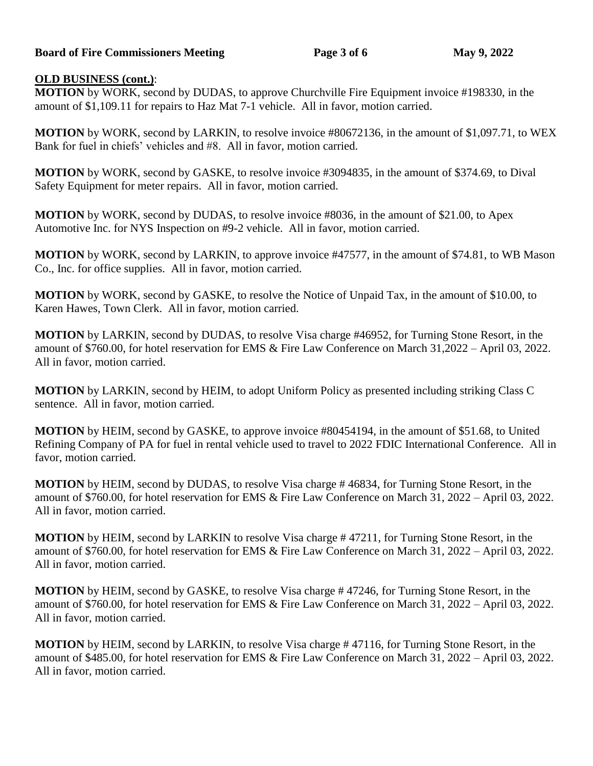**OLD BUSINESS (cont.)**:

**MOTION** by WORK, second by DUDAS, to approve Churchville Fire Equipment invoice #198330, in the amount of $1,109.11 for repairs to Haz Mat 7-1 vehicle. All in favor, motion carried.

**MOTION** by WORK, second by LARKIN, to resolve invoice #80672136, in the amount of $1,097.71, to WEX Bank for fuel in chiefs' vehicles and #8. All in favor, motion carried.

**MOTION** by WORK, second by GASKE, to resolve invoice #3094835, in the amount of $374.69, to Dival Safety Equipment for meter repairs. All in favor, motion carried.

**MOTION** by WORK, second by DUDAS, to resolve invoice #8036, in the amount of $21.00, to Apex Automotive Inc. for NYS Inspection on #9-2 vehicle. All in favor, motion carried.

**MOTION** by WORK, second by LARKIN, to approve invoice #47577, in the amount of $74.81, to WB Mason Co., Inc. for office supplies. All in favor, motion carried.

**MOTION** by WORK, second by GASKE, to resolve the Notice of Unpaid Tax, in the amount of $10.00, to Karen Hawes, Town Clerk. All in favor, motion carried.

**MOTION** by LARKIN, second by DUDAS, to resolve Visa charge #46952, for Turning Stone Resort, in the amount of $760.00, for hotel reservation for EMS & Fire Law Conference on March 31,2022 – April 03, 2022. All in favor, motion carried.

**MOTION** by LARKIN, second by HEIM, to adopt Uniform Policy as presented including striking Class C sentence. All in favor, motion carried.

**MOTION** by HEIM, second by GASKE, to approve invoice #80454194, in the amount of $51.68, to United Refining Company of PA for fuel in rental vehicle used to travel to 2022 FDIC International Conference. All in favor, motion carried.

**MOTION** by HEIM, second by DUDAS, to resolve Visa charge # 46834, for Turning Stone Resort, in the amount of $760.00, for hotel reservation for EMS & Fire Law Conference on March 31, 2022 – April 03, 2022. All in favor, motion carried.

**MOTION** by HEIM, second by LARKIN to resolve Visa charge # 47211, for Turning Stone Resort, in the amount of $760.00, for hotel reservation for EMS & Fire Law Conference on March 31, 2022 – April 03, 2022. All in favor, motion carried.

**MOTION** by HEIM, second by GASKE, to resolve Visa charge # 47246, for Turning Stone Resort, in the amount of $760.00, for hotel reservation for EMS & Fire Law Conference on March 31, 2022 – April 03, 2022. All in favor, motion carried.

**MOTION** by HEIM, second by LARKIN, to resolve Visa charge # 47116, for Turning Stone Resort, in the amount of $485.00, for hotel reservation for EMS & Fire Law Conference on March 31, 2022 – April 03, 2022. All in favor, motion carried.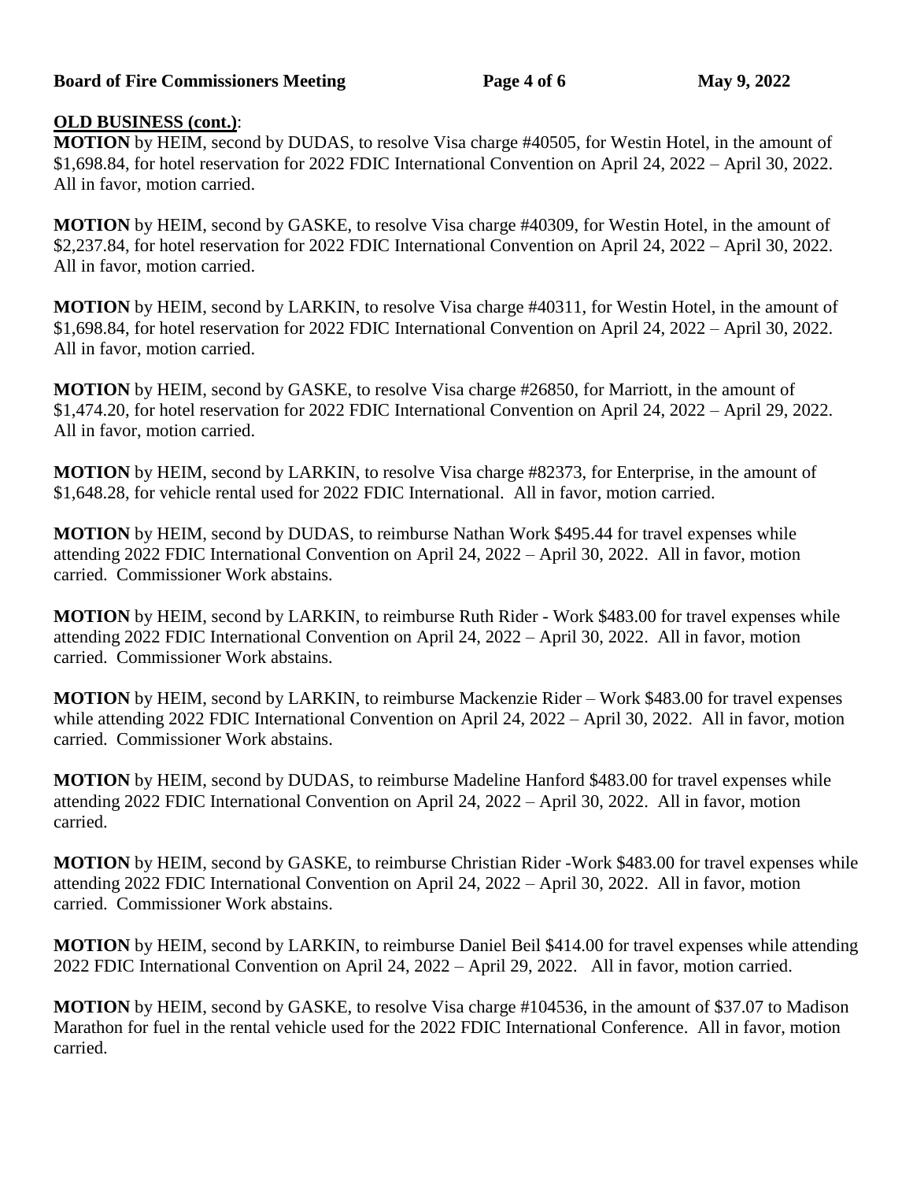**OLD BUSINESS (cont.)**:

**MOTION** by HEIM, second by DUDAS, to resolve Visa charge #40505, for Westin Hotel, in the amount of $1,698.84, for hotel reservation for 2022 FDIC International Convention on April 24, 2022 – April 30, 2022. All in favor, motion carried.

**MOTION** by HEIM, second by GASKE, to resolve Visa charge #40309, for Westin Hotel, in the amount of $2,237.84, for hotel reservation for 2022 FDIC International Convention on April 24, 2022 – April 30, 2022. All in favor, motion carried.

**MOTION** by HEIM, second by LARKIN, to resolve Visa charge #40311, for Westin Hotel, in the amount of $1,698.84, for hotel reservation for 2022 FDIC International Convention on April 24, 2022 – April 30, 2022. All in favor, motion carried.

**MOTION** by HEIM, second by GASKE, to resolve Visa charge #26850, for Marriott, in the amount of $1,474.20, for hotel reservation for 2022 FDIC International Convention on April 24, 2022 – April 29, 2022. All in favor, motion carried.

**MOTION** by HEIM, second by LARKIN, to resolve Visa charge #82373, for Enterprise, in the amount of $1,648.28, for vehicle rental used for 2022 FDIC International. All in favor, motion carried.

**MOTION** by HEIM, second by DUDAS, to reimburse Nathan Work $495.44 for travel expenses while attending 2022 FDIC International Convention on April 24, 2022 – April 30, 2022. All in favor, motion carried. Commissioner Work abstains.

**MOTION** by HEIM, second by LARKIN, to reimburse Ruth Rider - Work $483.00 for travel expenses while attending 2022 FDIC International Convention on April 24, 2022 – April 30, 2022. All in favor, motion carried. Commissioner Work abstains.

**MOTION** by HEIM, second by LARKIN, to reimburse Mackenzie Rider – Work $483.00 for travel expenses while attending 2022 FDIC International Convention on April 24, 2022 – April 30, 2022. All in favor, motion carried. Commissioner Work abstains.

**MOTION** by HEIM, second by DUDAS, to reimburse Madeline Hanford $483.00 for travel expenses while attending 2022 FDIC International Convention on April 24, 2022 – April 30, 2022. All in favor, motion carried.

**MOTION** by HEIM, second by GASKE, to reimburse Christian Rider -Work $483.00 for travel expenses while attending 2022 FDIC International Convention on April 24, 2022 – April 30, 2022. All in favor, motion carried. Commissioner Work abstains.

**MOTION** by HEIM, second by LARKIN, to reimburse Daniel Beil $414.00 for travel expenses while attending 2022 FDIC International Convention on April 24, 2022 – April 29, 2022. All in favor, motion carried.

**MOTION** by HEIM, second by GASKE, to resolve Visa charge #104536, in the amount of $37.07 to Madison Marathon for fuel in the rental vehicle used for the 2022 FDIC International Conference. All in favor, motion carried.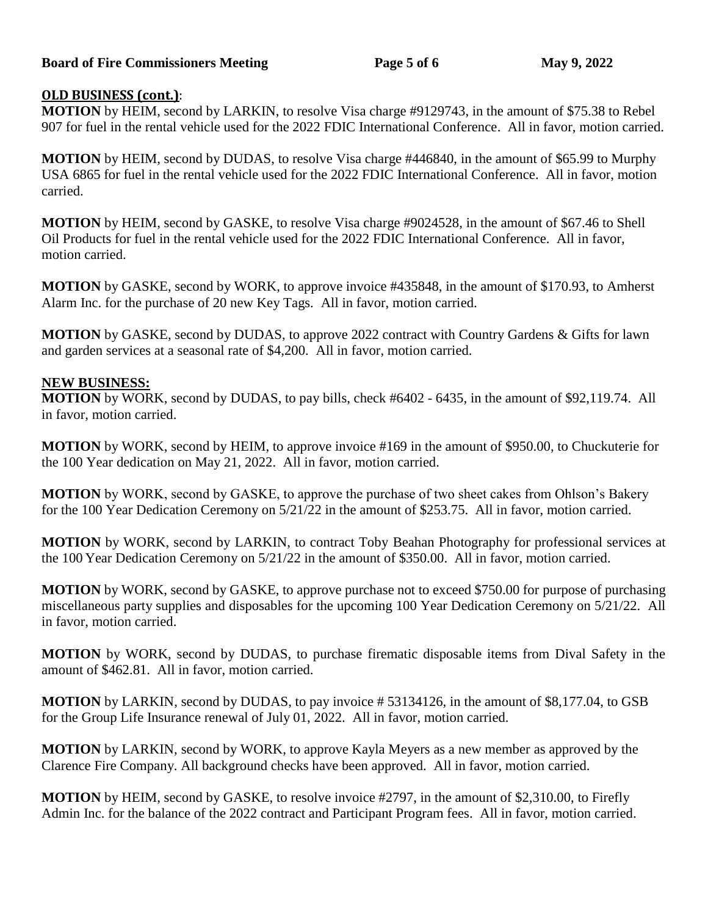**OLD BUSINESS (cont.)**:

**MOTION** by HEIM, second by LARKIN, to resolve Visa charge #9129743, in the amount of $75.38 to Rebel 907 for fuel in the rental vehicle used for the 2022 FDIC International Conference. All in favor, motion carried.

**MOTION** by HEIM, second by DUDAS, to resolve Visa charge #446840, in the amount of $65.99 to Murphy USA 6865 for fuel in the rental vehicle used for the 2022 FDIC International Conference. All in favor, motion carried.

**MOTION** by HEIM, second by GASKE, to resolve Visa charge #9024528, in the amount of $67.46 to Shell Oil Products for fuel in the rental vehicle used for the 2022 FDIC International Conference. All in favor, motion carried.

**MOTION** by GASKE, second by WORK, to approve invoice #435848, in the amount of $170.93, to Amherst Alarm Inc. for the purchase of 20 new Key Tags. All in favor, motion carried.

**MOTION** by GASKE, second by DUDAS, to approve 2022 contract with Country Gardens & Gifts for lawn and garden services at a seasonal rate of $4,200. All in favor, motion carried.

**NEW BUSINESS:**

**MOTION** by WORK, second by DUDAS, to pay bills, check #6402 - 6435, in the amount of $92,119.74. All in favor, motion carried.

**MOTION** by WORK, second by HEIM, to approve invoice #169 in the amount of $950.00, to Chuckuterie for the 100 Year dedication on May 21, 2022. All in favor, motion carried.

**MOTION** by WORK, second by GASKE, to approve the purchase of two sheet cakes from Ohlson's Bakery for the 100 Year Dedication Ceremony on 5/21/22 in the amount of $253.75. All in favor, motion carried.

**MOTION** by WORK, second by LARKIN, to contract Toby Beahan Photography for professional services at the 100 Year Dedication Ceremony on 5/21/22 in the amount of $350.00. All in favor, motion carried.

**MOTION** by WORK, second by GASKE, to approve purchase not to exceed $750.00 for purpose of purchasing miscellaneous party supplies and disposables for the upcoming 100 Year Dedication Ceremony on 5/21/22. All in favor, motion carried.

**MOTION** by WORK, second by DUDAS, to purchase firematic disposable items from Dival Safety in the amount of $462.81. All in favor, motion carried.

**MOTION** by LARKIN, second by DUDAS, to pay invoice # 53134126, in the amount of $8,177.04, to GSB for the Group Life Insurance renewal of July 01, 2022. All in favor, motion carried.

**MOTION** by LARKIN, second by WORK, to approve Kayla Meyers as a new member as approved by the Clarence Fire Company. All background checks have been approved. All in favor, motion carried.

**MOTION** by HEIM, second by GASKE, to resolve invoice #2797, in the amount of $2,310.00, to Firefly Admin Inc. for the balance of the 2022 contract and Participant Program fees. All in favor, motion carried.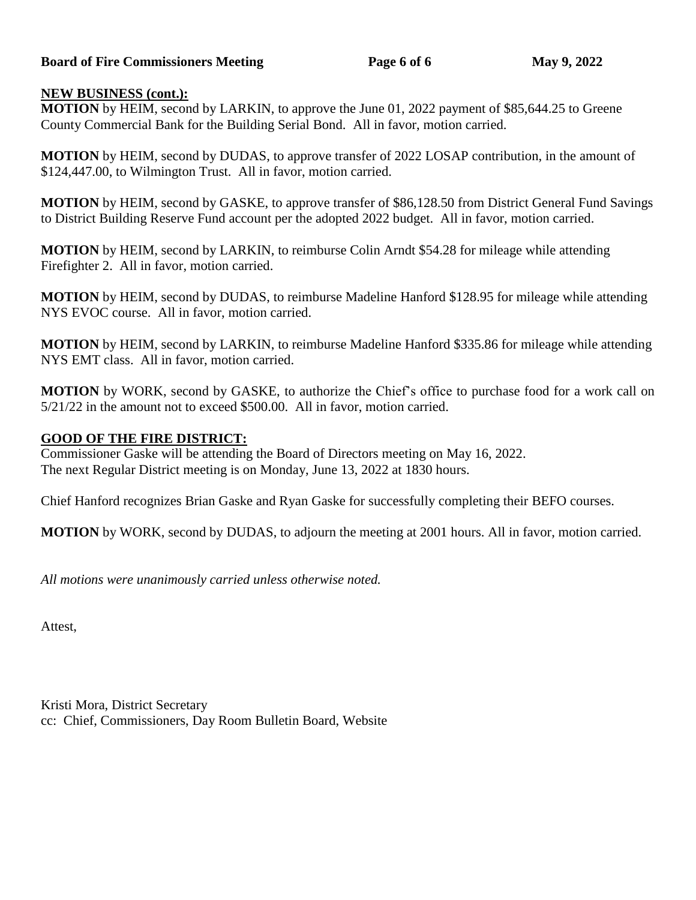**NEW BUSINESS (cont.):**

**MOTION** by HEIM, second by LARKIN, to approve the June 01, 2022 payment of $85,644.25 to Greene County Commercial Bank for the Building Serial Bond. All in favor, motion carried.

**MOTION** by HEIM, second by DUDAS, to approve transfer of 2022 LOSAP contribution, in the amount of $124,447.00, to Wilmington Trust. All in favor, motion carried.

**MOTION** by HEIM, second by GASKE, to approve transfer of $86,128.50 from District General Fund Savings to District Building Reserve Fund account per the adopted 2022 budget. All in favor, motion carried.

**MOTION** by HEIM, second by LARKIN, to reimburse Colin Arndt $54.28 for mileage while attending Firefighter 2. All in favor, motion carried.

**MOTION** by HEIM, second by DUDAS, to reimburse Madeline Hanford $128.95 for mileage while attending NYS EVOC course. All in favor, motion carried.

**MOTION** by HEIM, second by LARKIN, to reimburse Madeline Hanford $335.86 for mileage while attending NYS EMT class. All in favor, motion carried.

**MOTION** by WORK, second by GASKE, to authorize the Chief's office to purchase food for a work call on 5/21/22 in the amount not to exceed $500.00. All in favor, motion carried.

**GOOD OF THE FIRE DISTRICT:**

Commissioner Gaske will be attending the Board of Directors meeting on May 16, 2022.
The next Regular District meeting is on Monday, June 13, 2022 at 1830 hours.

Chief Hanford recognizes Brian Gaske and Ryan Gaske for successfully completing their BEFO courses.

**MOTION** by WORK, second by DUDAS, to adjourn the meeting at 2001 hours. All in favor, motion carried.

*All motions were unanimously carried unless otherwise noted.*

Attest,

Kristi Mora, District Secretary
cc: Chief, Commissioners, Day Room Bulletin Board, Website